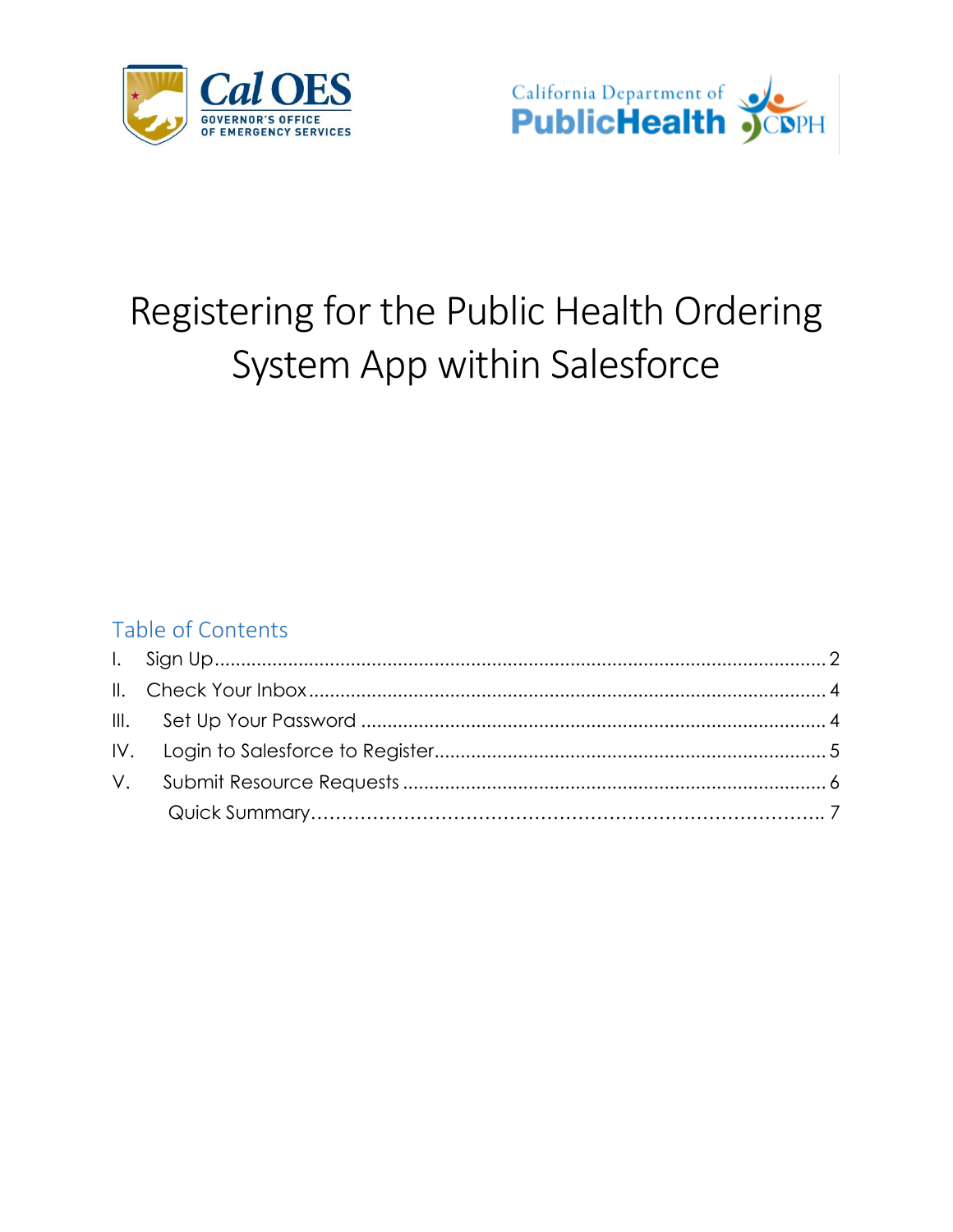# Registering for the Public Health Ordering System App within Salesforce

## Table of Contents

I. Sign Up .......... 2

II. Check Your Inbox .......... 4

III. Set Up Your Password .......... 4

IV. Login to Salesforce to Register .......... 5

V. Submit Resource Requests .......... 6

Quick Summary .......... 7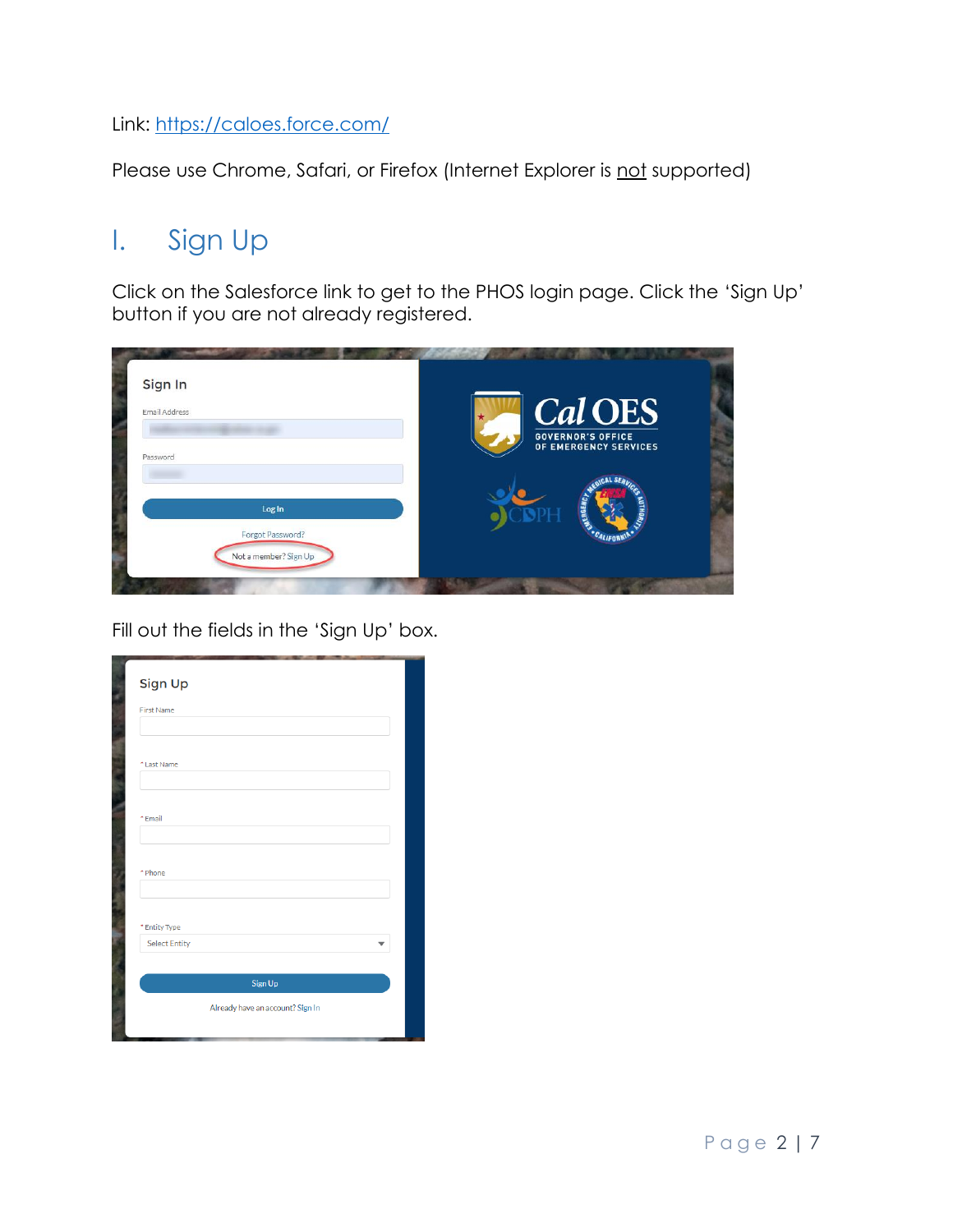Link: https://caloes.force.com/

Please use Chrome, Safari, or Firefox (Internet Explorer is not supported)

# I. Sign Up

Click on the Salesforce link to get to the PHOS login page. Click the 'Sign Up' button if you are not already registered.

Fill out the fields in the 'Sign Up' box.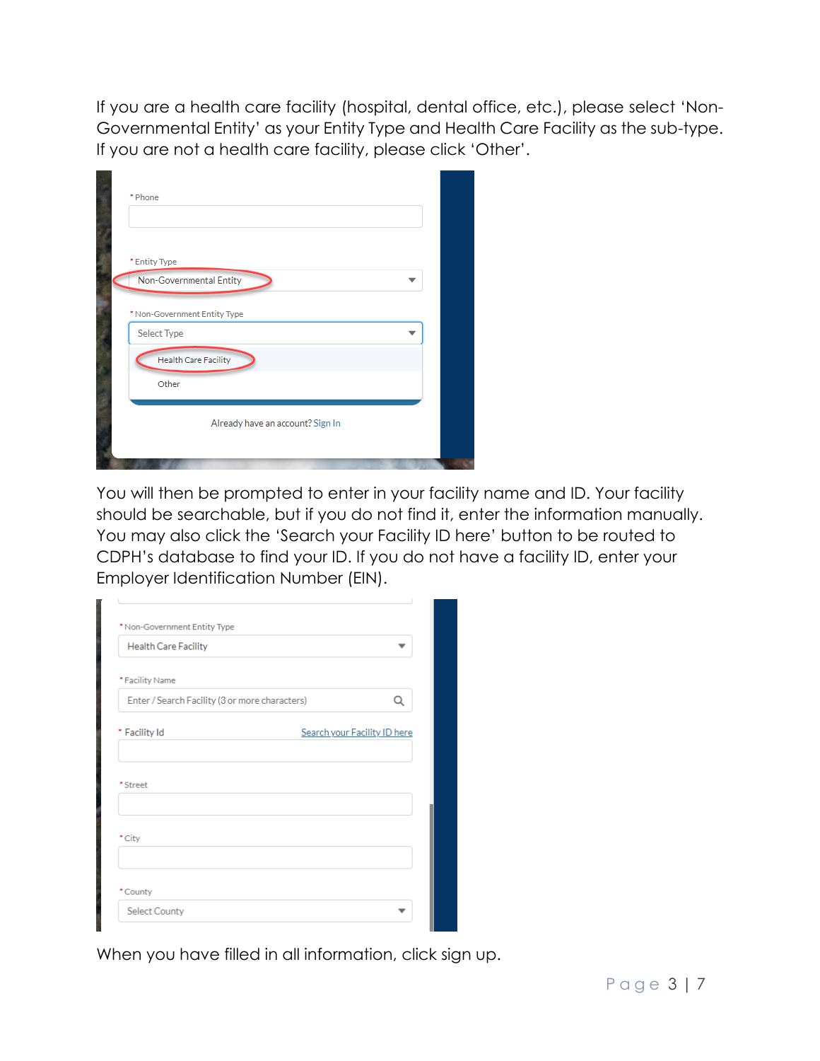If you are a health care facility (hospital, dental office, etc.), please select 'Non-Governmental Entity' as your Entity Type and Health Care Facility as the sub-type. If you are not a health care facility, please click 'Other'.

You will then be prompted to enter in your facility name and ID. Your facility should be searchable, but if you do not find it, enter the information manually. You may also click the 'Search your Facility ID here' button to be routed to CDPH's database to find your ID. If you do not have a facility ID, enter your Employer Identification Number (EIN).

When you have filled in all information, click sign up.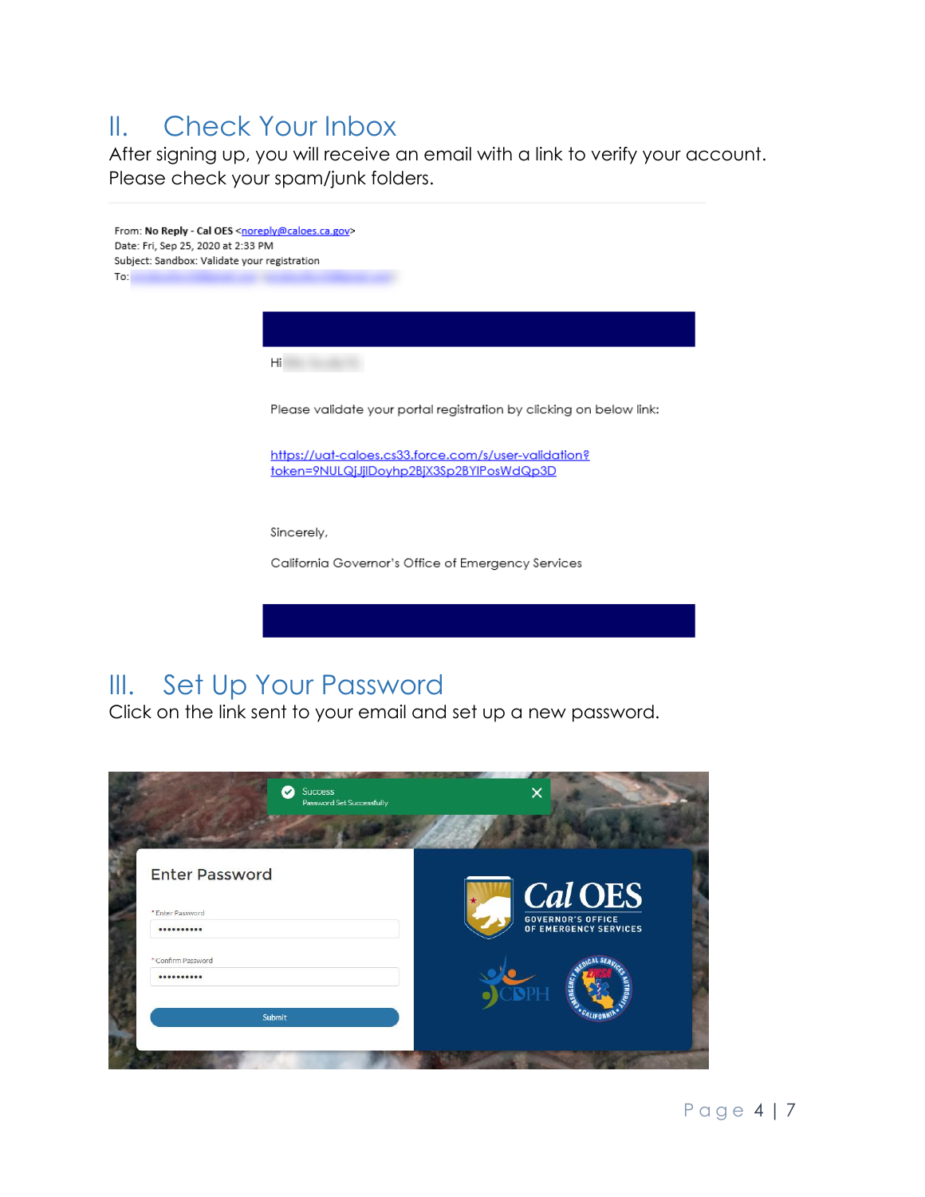## II. Check Your Inbox

After signing up, you will receive an email with a link to verify your account. Please check your spam/junk folders.

From: **No Reply - Cal OES** <noreply@caloes.ca.gov>
Date: Fri, Sep 25, 2020 at 2:33 PM
Subject: Sandbox: Validate your registration
To:

Hi

Please validate your portal registration by clicking on below link:

https://uat-caloes.cs33.force.com/s/user-validation?token=9NULQjJjIDoyhp2BjX3Sp2BYIPosWdQp3D

Sincerely,

California Governor's Office of Emergency Services

## III. Set Up Your Password

Click on the link sent to your email and set up a new password.

Success
Password Set Successfully

**Enter Password**

\* Enter Password

\* Confirm Password

Submit

Cal OES
GOVERNOR'S OFFICE
OF EMERGENCY SERVICES

CDPH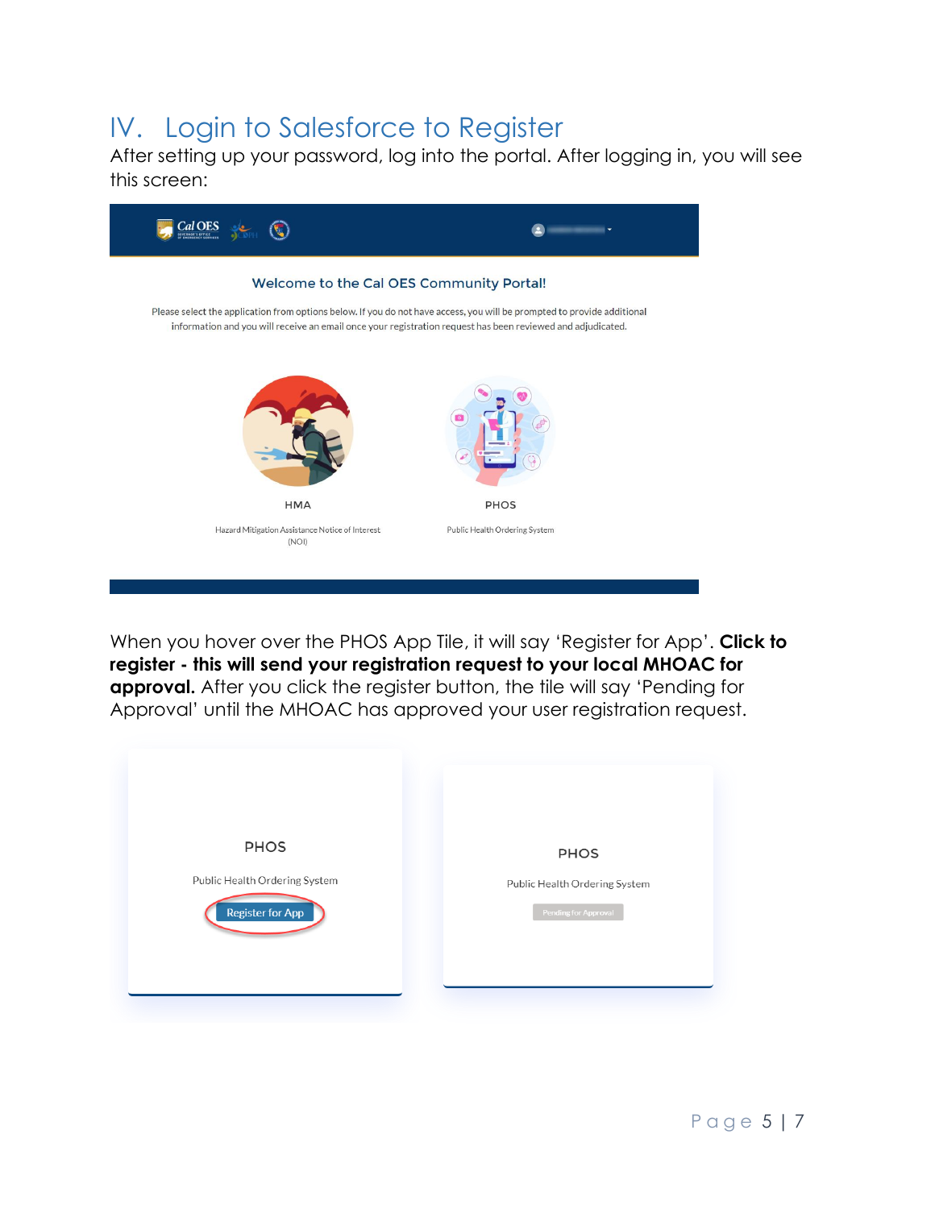# IV. Login to Salesforce to Register

After setting up your password, log into the portal. After logging in, you will see this screen:

Welcome to the Cal OES Community Portal!

Please select the application from options below. If you do not have access, you will be prompted to provide additional information and you will receive an email once your registration request has been reviewed and adjudicated.

HMA

Hazard Mitigation Assistance Notice of Interest (NOI)

PHOS

Public Health Ordering System

When you hover over the PHOS App Tile, it will say 'Register for App'. **Click to register - this will send your registration request to your local MHOAC for approval.** After you click the register button, the tile will say 'Pending for Approval' until the MHOAC has approved your user registration request.

PHOS

Public Health Ordering System

Register for App

PHOS

Public Health Ordering System

Pending for Approval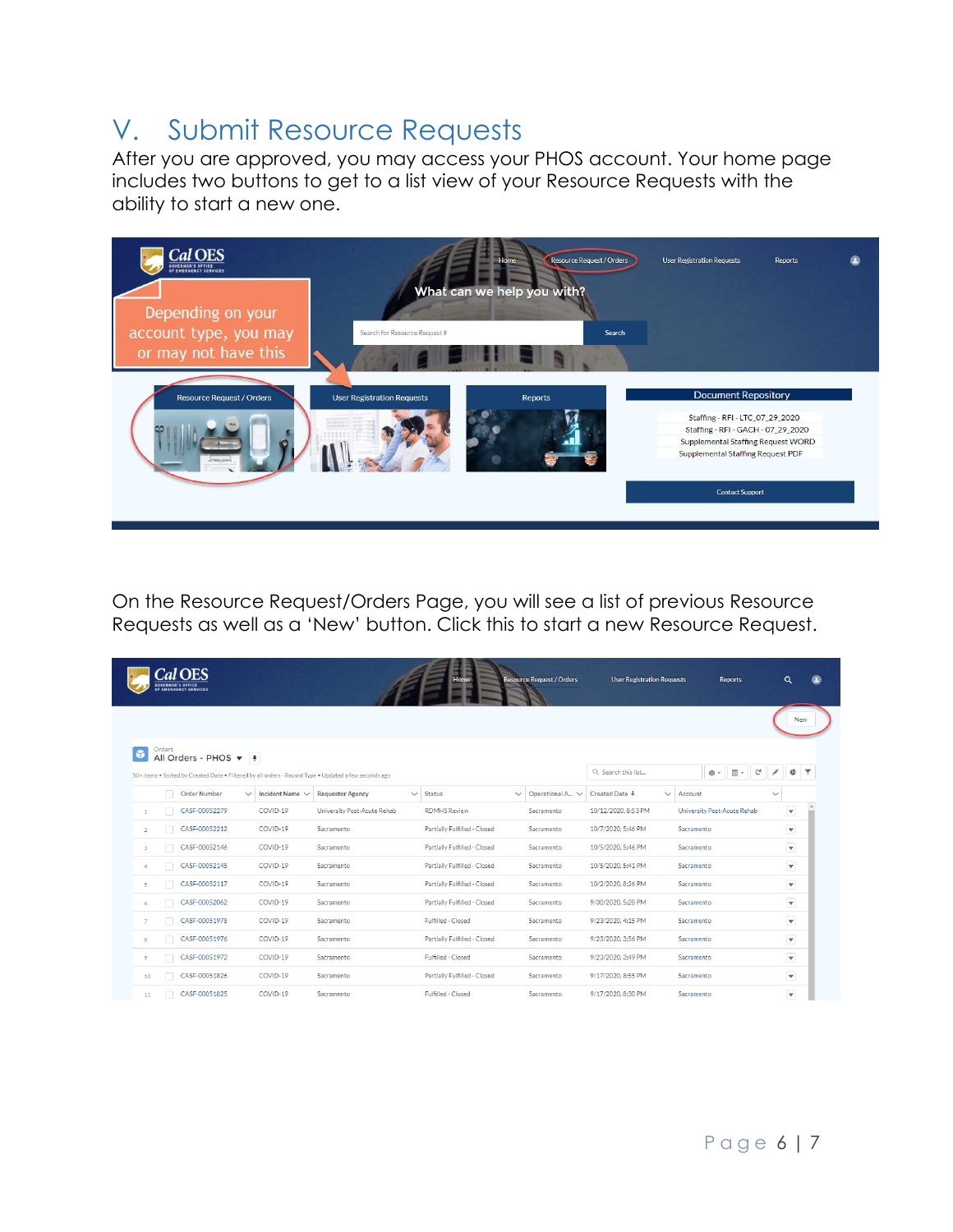# V. Submit Resource Requests

After you are approved, you may access your PHOS account. Your home page includes two buttons to get to a list view of your Resource Requests with the ability to start a new one.

On the Resource Request/Orders Page, you will see a list of previous Resource Requests as well as a 'New' button. Click this to start a new Resource Request.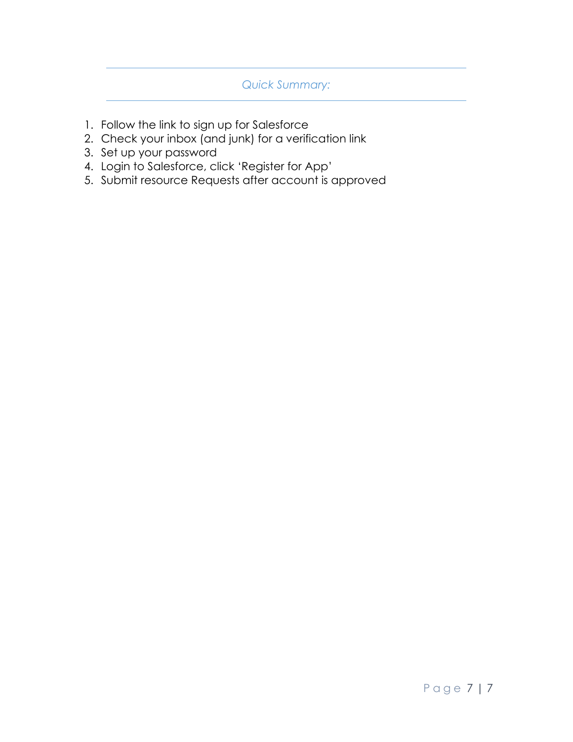*Quick Summary:*

1. Follow the link to sign up for Salesforce
2. Check your inbox (and junk) for a verification link
3. Set up your password
4. Login to Salesforce, click 'Register for App'
5. Submit resource Requests after account is approved